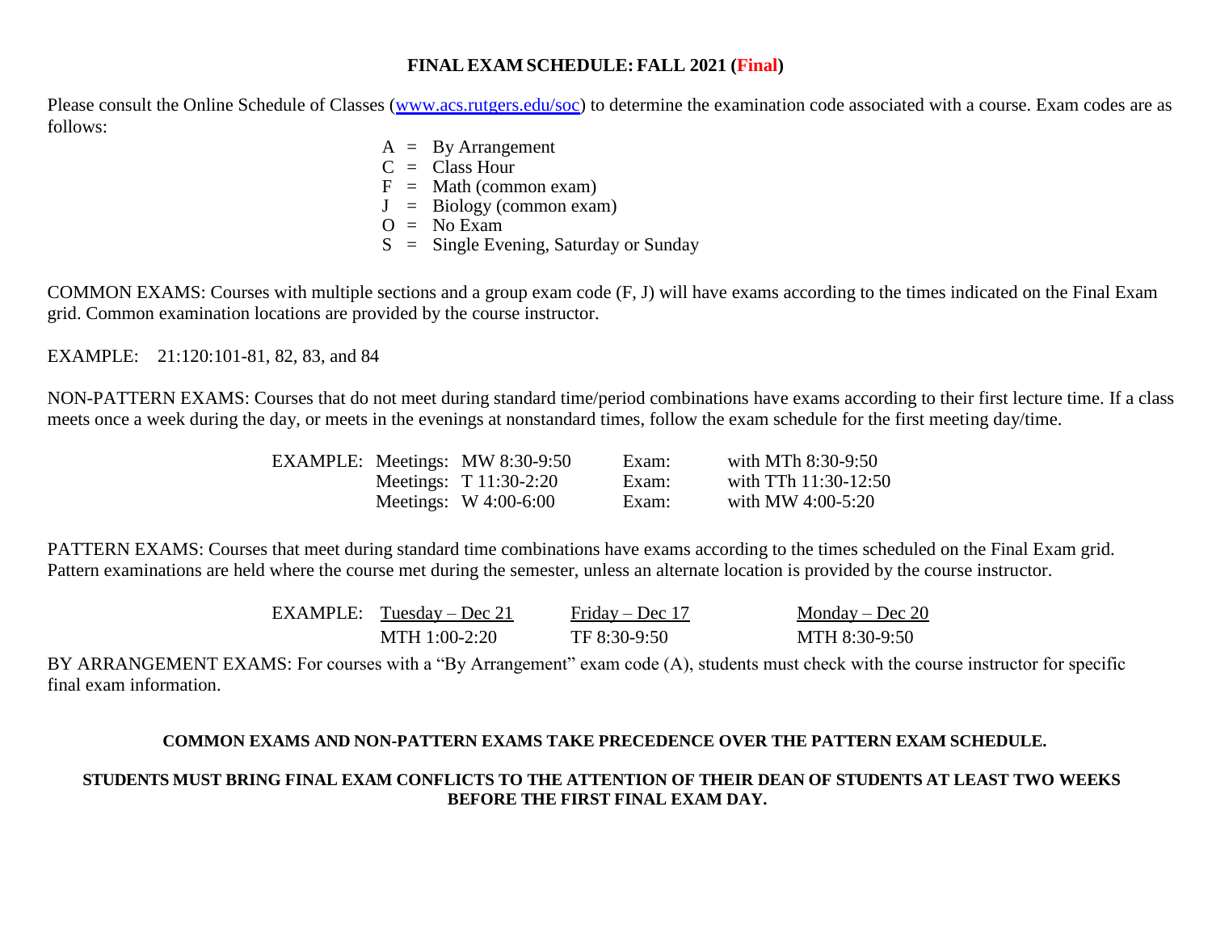# FINAL EXAM SCHEDULE: FALL 2021 (Final)

Please consult the Online Schedule of Classes ([www.acs.rutgers.edu/soc](www.acs.rutgers.edu/soc)) to determine the examination code associated with a course. Exam codes are as follows:

- A = By Arrangement
- C = Class Hour
- F = Math (common exam)
- J = Biology (common exam)
- O = No Exam
- S = Single Evening, Saturday or Sunday

COMMON EXAMS: Courses with multiple sections and a group exam code (F, J) will have exams according to the times indicated on the Final Exam grid. Common examination locations are provided by the course instructor.

EXAMPLE: 21:120:101-81, 82, 83, and 84

NON-PATTERN EXAMS: Courses that do not meet during standard time/period combinations have exams according to their first lecture time. If a class meets once a week during the day, or meets in the evenings at nonstandard times, follow the exam schedule for the first meeting day/time.

| | | | | |
|---|---|---|---|---|
| EXAMPLE: | Meetings: | MW 8:30-9:50 | Exam: | with MTh 8:30-9:50 |
| | Meetings: | T 11:30-2:20 | Exam: | with TTh 11:30-12:50 |
| | Meetings: | W 4:00-6:00 | Exam: | with MW 4:00-5:20 |

PATTERN EXAMS: Courses that meet during standard time combinations have exams according to the times scheduled on the Final Exam grid. Pattern examinations are held where the course met during the semester, unless an alternate location is provided by the course instructor.

| EXAMPLE: | Tuesday – Dec 21 | Friday – Dec 17 | Monday – Dec 20 |
|---|---|---|---|
| | MTH 1:00-2:20 | TF 8:30-9:50 | MTH 8:30-9:50 |

BY ARRANGEMENT EXAMS: For courses with a "By Arrangement" exam code (A), students must check with the course instructor for specific final exam information.

**COMMON EXAMS AND NON-PATTERN EXAMS TAKE PRECEDENCE OVER THE PATTERN EXAM SCHEDULE.**

**STUDENTS MUST BRING FINAL EXAM CONFLICTS TO THE ATTENTION OF THEIR DEAN OF STUDENTS AT LEAST TWO WEEKS BEFORE THE FIRST FINAL EXAM DAY.**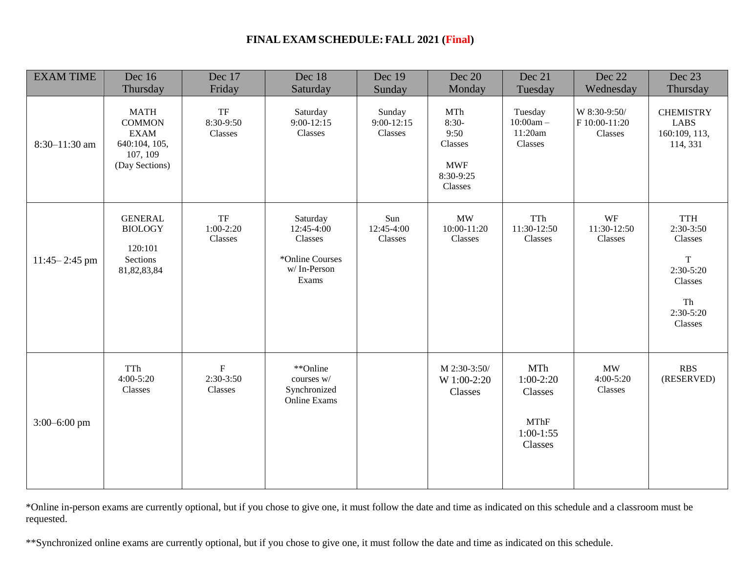# FINAL EXAM SCHEDULE: FALL 2021 (Final)

| EXAM TIME | Dec 16 Thursday | Dec 17 Friday | Dec 18 Saturday | Dec 19 Sunday | Dec 20 Monday | Dec 21 Tuesday | Dec 22 Wednesday | Dec 23 Thursday |
|---|---|---|---|---|---|---|---|---|
| 8:30–11:30 am | MATH COMMON EXAM 640:104, 105, 107, 109 (Day Sections) | TF 8:30-9:50 Classes | Saturday 9:00-12:15 Classes | Sunday 9:00-12:15 Classes | MTh 8:30-9:50 Classes<br><br>MWF 8:30-9:25 Classes | Tuesday 10:00am – 11:20am Classes | W 8:30-9:50/ F 10:00-11:20 Classes | CHEMISTRY LABS 160:109, 113, 114, 331 |
| 11:45– 2:45 pm | GENERAL BIOLOGY<br><br>120:101 Sections 81,82,83,84 | TF 1:00-2:20 Classes | Saturday 12:45-4:00 Classes<br><br>*Online Courses w/ In-Person Exams | Sun 12:45-4:00 Classes | MW 10:00-11:20 Classes | TTh 11:30-12:50 Classes | WF 11:30-12:50 Classes | TTH 2:30-3:50 Classes<br><br>T 2:30-5:20 Classes<br><br>Th 2:30-5:20 Classes |
| 3:00–6:00 pm | TTh 4:00-5:20 Classes | F 2:30-3:50 Classes | **Online courses w/ Synchronized Online Exams | | M 2:30-3:50/ W 1:00-2:20 Classes | MTh 1:00-2:20 Classes<br><br>MThF 1:00-1:55 Classes | MW 4:00-5:20 Classes | RBS (RESERVED) |

*Online in-person exams are currently optional, but if you chose to give one, it must follow the date and time as indicated on this schedule and a classroom must be requested.

**Synchronized online exams are currently optional, but if you chose to give one, it must follow the date and time as indicated on this schedule.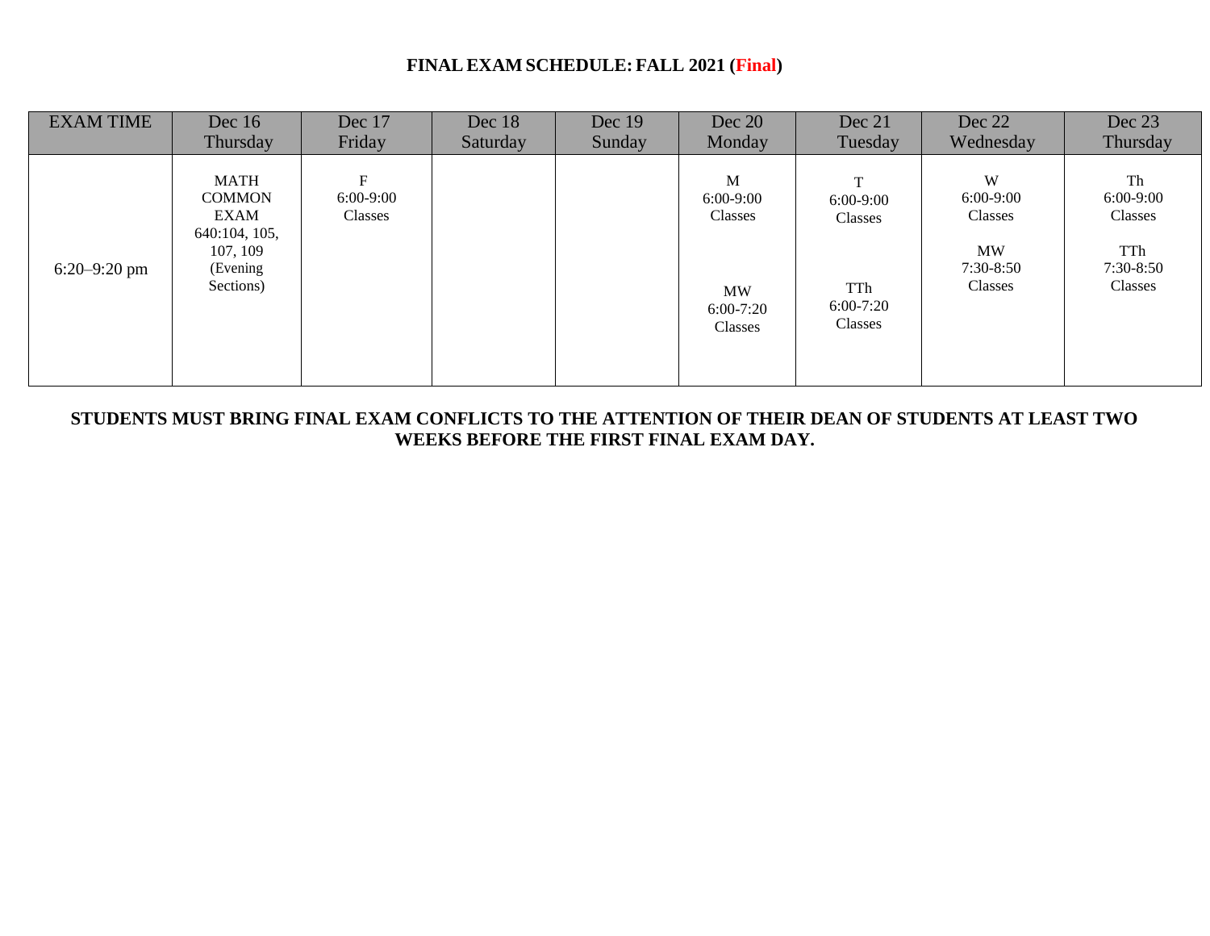**FINAL EXAM SCHEDULE: FALL 2021 (Final)**

| EXAM TIME | Dec 16 Thursday | Dec 17 Friday | Dec 18 Saturday | Dec 19 Sunday | Dec 20 Monday | Dec 21 Tuesday | Dec 22 Wednesday | Dec 23 Thursday |
|---|---|---|---|---|---|---|---|---|
| 6:20–9:20 pm | MATH COMMON EXAM 640:104, 105, 107, 109 (Evening Sections) | F 6:00-9:00 Classes | | | M 6:00-9:00 Classes<br><br>MW 6:00-7:20 Classes | T 6:00-9:00 Classes<br><br>TTh 6:00-7:20 Classes | W 6:00-9:00 Classes<br><br>MW 7:30-8:50 Classes | Th 6:00-9:00 Classes<br><br>TTh 7:30-8:50 Classes |

**STUDENTS MUST BRING FINAL EXAM CONFLICTS TO THE ATTENTION OF THEIR DEAN OF STUDENTS AT LEAST TWO WEEKS BEFORE THE FIRST FINAL EXAM DAY.**